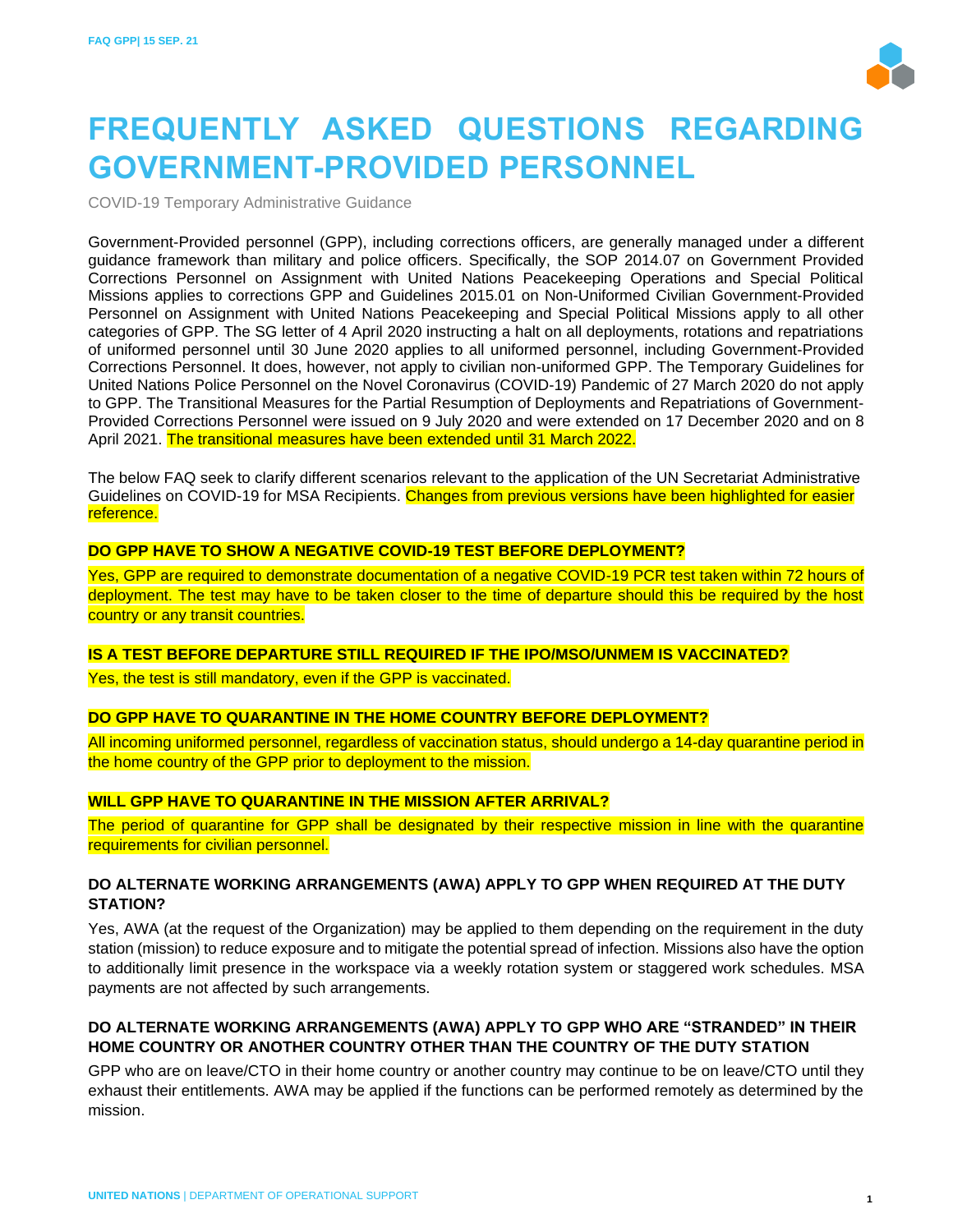# FREQUENTLY ASKED QUESTIONS REGARDING GOVERNMENT-PROVIDED PERSONNEL

COVID-19 Temporary Administrative Guidance

Government-Provided personnel (GPP), including corrections officers, are generally managed under a different guidance framework than military and police officers. Specifically, the SOP 2014.07 on Government Provided Corrections Personnel on Assignment with United Nations Peacekeeping Operations and Special Political Missions applies to corrections GPP and Guidelines 2015.01 on Non-Uniformed Civilian Government-Provided Personnel on Assignment with United Nations Peacekeeping and Special Political Missions apply to all other categories of GPP. The SG letter of 4 April 2020 instructing a halt on all deployments, rotations and repatriations of uniformed personnel until 30 June 2020 applies to all uniformed personnel, including Government-Provided Corrections Personnel. It does, however, not apply to civilian non-uniformed GPP. The Temporary Guidelines for United Nations Police Personnel on the Novel Coronavirus (COVID-19) Pandemic of 27 March 2020 do not apply to GPP. The Transitional Measures for the Partial Resumption of Deployments and Repatriations of Government-Provided Corrections Personnel were issued on 9 July 2020 and were extended on 17 December 2020 and on 8 April 2021. The transitional measures have been extended until 31 March 2022.

The below FAQ seek to clarify different scenarios relevant to the application of the UN Secretariat Administrative Guidelines on COVID-19 for MSA Recipients. Changes from previous versions have been highlighted for easier reference.

### DO GPP HAVE TO SHOW A NEGATIVE COVID-19 TEST BEFORE DEPLOYMENT?

Yes, GPP are required to demonstrate documentation of a negative COVID-19 PCR test taken within 72 hours of deployment. The test may have to be taken closer to the time of departure should this be required by the host country or any transit countries.

### IS A TEST BEFORE DEPARTURE STILL REQUIRED IF THE IPO/MSO/UNMEM IS VACCINATED?

Yes, the test is still mandatory, even if the GPP is vaccinated.

### DO GPP HAVE TO QUARANTINE IN THE HOME COUNTRY BEFORE DEPLOYMENT?

All incoming uniformed personnel, regardless of vaccination status, should undergo a 14-day quarantine period in the home country of the GPP prior to deployment to the mission.

### WILL GPP HAVE TO QUARANTINE IN THE MISSION AFTER ARRIVAL?

The period of quarantine for GPP shall be designated by their respective mission in line with the quarantine requirements for civilian personnel.

### DO ALTERNATE WORKING ARRANGEMENTS (AWA) APPLY TO GPP WHEN REQUIRED AT THE DUTY STATION?

Yes, AWA (at the request of the Organization) may be applied to them depending on the requirement in the duty station (mission) to reduce exposure and to mitigate the potential spread of infection. Missions also have the option to additionally limit presence in the workspace via a weekly rotation system or staggered work schedules. MSA payments are not affected by such arrangements.

### DO ALTERNATE WORKING ARRANGEMENTS (AWA) APPLY TO GPP WHO ARE "STRANDED" IN THEIR HOME COUNTRY OR ANOTHER COUNTRY OTHER THAN THE COUNTRY OF THE DUTY STATION

GPP who are on leave/CTO in their home country or another country may continue to be on leave/CTO until they exhaust their entitlements. AWA may be applied if the functions can be performed remotely as determined by the mission.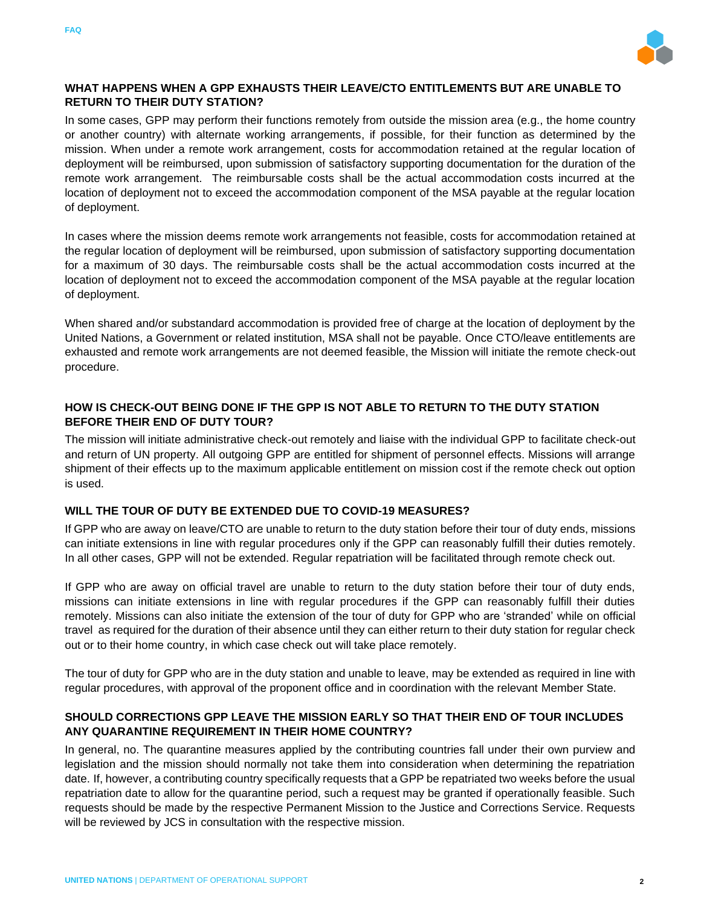### WHAT HAPPENS WHEN A GPP EXHAUSTS THEIR LEAVE/CTO ENTITLEMENTS BUT ARE UNABLE TO RETURN TO THEIR DUTY STATION?

In some cases, GPP may perform their functions remotely from outside the mission area (e.g., the home country or another country) with alternate working arrangements, if possible, for their function as determined by the mission. When under a remote work arrangement, costs for accommodation retained at the regular location of deployment will be reimbursed, upon submission of satisfactory supporting documentation for the duration of the remote work arrangement. The reimbursable costs shall be the actual accommodation costs incurred at the location of deployment not to exceed the accommodation component of the MSA payable at the regular location of deployment.

In cases where the mission deems remote work arrangements not feasible, costs for accommodation retained at the regular location of deployment will be reimbursed, upon submission of satisfactory supporting documentation for a maximum of 30 days. The reimbursable costs shall be the actual accommodation costs incurred at the location of deployment not to exceed the accommodation component of the MSA payable at the regular location of deployment.

When shared and/or substandard accommodation is provided free of charge at the location of deployment by the United Nations, a Government or related institution, MSA shall not be payable. Once CTO/leave entitlements are exhausted and remote work arrangements are not deemed feasible, the Mission will initiate the remote check-out procedure.

### HOW IS CHECK-OUT BEING DONE IF THE GPP IS NOT ABLE TO RETURN TO THE DUTY STATION BEFORE THEIR END OF DUTY TOUR?

The mission will initiate administrative check-out remotely and liaise with the individual GPP to facilitate check-out and return of UN property. All outgoing GPP are entitled for shipment of personnel effects. Missions will arrange shipment of their effects up to the maximum applicable entitlement on mission cost if the remote check out option is used.

### WILL THE TOUR OF DUTY BE EXTENDED DUE TO COVID-19 MEASURES?

If GPP who are away on leave/CTO are unable to return to the duty station before their tour of duty ends, missions can initiate extensions in line with regular procedures only if the GPP can reasonably fulfill their duties remotely. In all other cases, GPP will not be extended. Regular repatriation will be facilitated through remote check out.

If GPP who are away on official travel are unable to return to the duty station before their tour of duty ends, missions can initiate extensions in line with regular procedures if the GPP can reasonably fulfill their duties remotely. Missions can also initiate the extension of the tour of duty for GPP who are 'stranded' while on official travel as required for the duration of their absence until they can either return to their duty station for regular check out or to their home country, in which case check out will take place remotely.

The tour of duty for GPP who are in the duty station and unable to leave, may be extended as required in line with regular procedures, with approval of the proponent office and in coordination with the relevant Member State.

### SHOULD CORRECTIONS GPP LEAVE THE MISSION EARLY SO THAT THEIR END OF TOUR INCLUDES ANY QUARANTINE REQUIREMENT IN THEIR HOME COUNTRY?

In general, no. The quarantine measures applied by the contributing countries fall under their own purview and legislation and the mission should normally not take them into consideration when determining the repatriation date. If, however, a contributing country specifically requests that a GPP be repatriated two weeks before the usual repatriation date to allow for the quarantine period, such a request may be granted if operationally feasible. Such requests should be made by the respective Permanent Mission to the Justice and Corrections Service. Requests will be reviewed by JCS in consultation with the respective mission.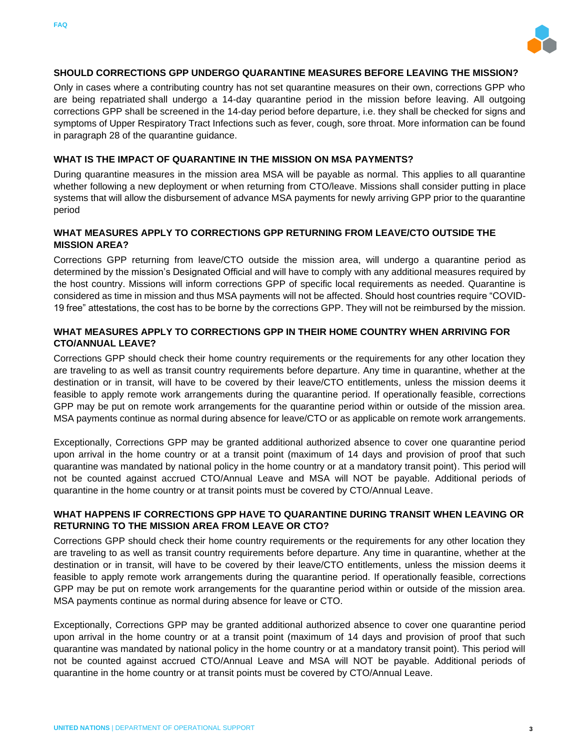### SHOULD CORRECTIONS GPP UNDERGO QUARANTINE MEASURES BEFORE LEAVING THE MISSION?

Only in cases where a contributing country has not set quarantine measures on their own, corrections GPP who are being repatriated shall undergo a 14-day quarantine period in the mission before leaving. All outgoing corrections GPP shall be screened in the 14-day period before departure, i.e. they shall be checked for signs and symptoms of Upper Respiratory Tract Infections such as fever, cough, sore throat. More information can be found in paragraph 28 of the quarantine guidance.

### WHAT IS THE IMPACT OF QUARANTINE IN THE MISSION ON MSA PAYMENTS?

During quarantine measures in the mission area MSA will be payable as normal. This applies to all quarantine whether following a new deployment or when returning from CTO/leave. Missions shall consider putting in place systems that will allow the disbursement of advance MSA payments for newly arriving GPP prior to the quarantine period

### WHAT MEASURES APPLY TO CORRECTIONS GPP RETURNING FROM LEAVE/CTO OUTSIDE THE MISSION AREA?

Corrections GPP returning from leave/CTO outside the mission area, will undergo a quarantine period as determined by the mission's Designated Official and will have to comply with any additional measures required by the host country. Missions will inform corrections GPP of specific local requirements as needed. Quarantine is considered as time in mission and thus MSA payments will not be affected. Should host countries require "COVID-19 free" attestations, the cost has to be borne by the corrections GPP. They will not be reimbursed by the mission.

### WHAT MEASURES APPLY TO CORRECTIONS GPP IN THEIR HOME COUNTRY WHEN ARRIVING FOR CTO/ANNUAL LEAVE?

Corrections GPP should check their home country requirements or the requirements for any other location they are traveling to as well as transit country requirements before departure. Any time in quarantine, whether at the destination or in transit, will have to be covered by their leave/CTO entitlements, unless the mission deems it feasible to apply remote work arrangements during the quarantine period. If operationally feasible, corrections GPP may be put on remote work arrangements for the quarantine period within or outside of the mission area. MSA payments continue as normal during absence for leave/CTO or as applicable on remote work arrangements.

Exceptionally, Corrections GPP may be granted additional authorized absence to cover one quarantine period upon arrival in the home country or at a transit point (maximum of 14 days and provision of proof that such quarantine was mandated by national policy in the home country or at a mandatory transit point). This period will not be counted against accrued CTO/Annual Leave and MSA will NOT be payable. Additional periods of quarantine in the home country or at transit points must be covered by CTO/Annual Leave.

### WHAT HAPPENS IF CORRECTIONS GPP HAVE TO QUARANTINE DURING TRANSIT WHEN LEAVING OR RETURNING TO THE MISSION AREA FROM LEAVE OR CTO?

Corrections GPP should check their home country requirements or the requirements for any other location they are traveling to as well as transit country requirements before departure. Any time in quarantine, whether at the destination or in transit, will have to be covered by their leave/CTO entitlements, unless the mission deems it feasible to apply remote work arrangements during the quarantine period. If operationally feasible, corrections GPP may be put on remote work arrangements for the quarantine period within or outside of the mission area. MSA payments continue as normal during absence for leave or CTO.

Exceptionally, Corrections GPP may be granted additional authorized absence to cover one quarantine period upon arrival in the home country or at a transit point (maximum of 14 days and provision of proof that such quarantine was mandated by national policy in the home country or at a mandatory transit point). This period will not be counted against accrued CTO/Annual Leave and MSA will NOT be payable. Additional periods of quarantine in the home country or at transit points must be covered by CTO/Annual Leave.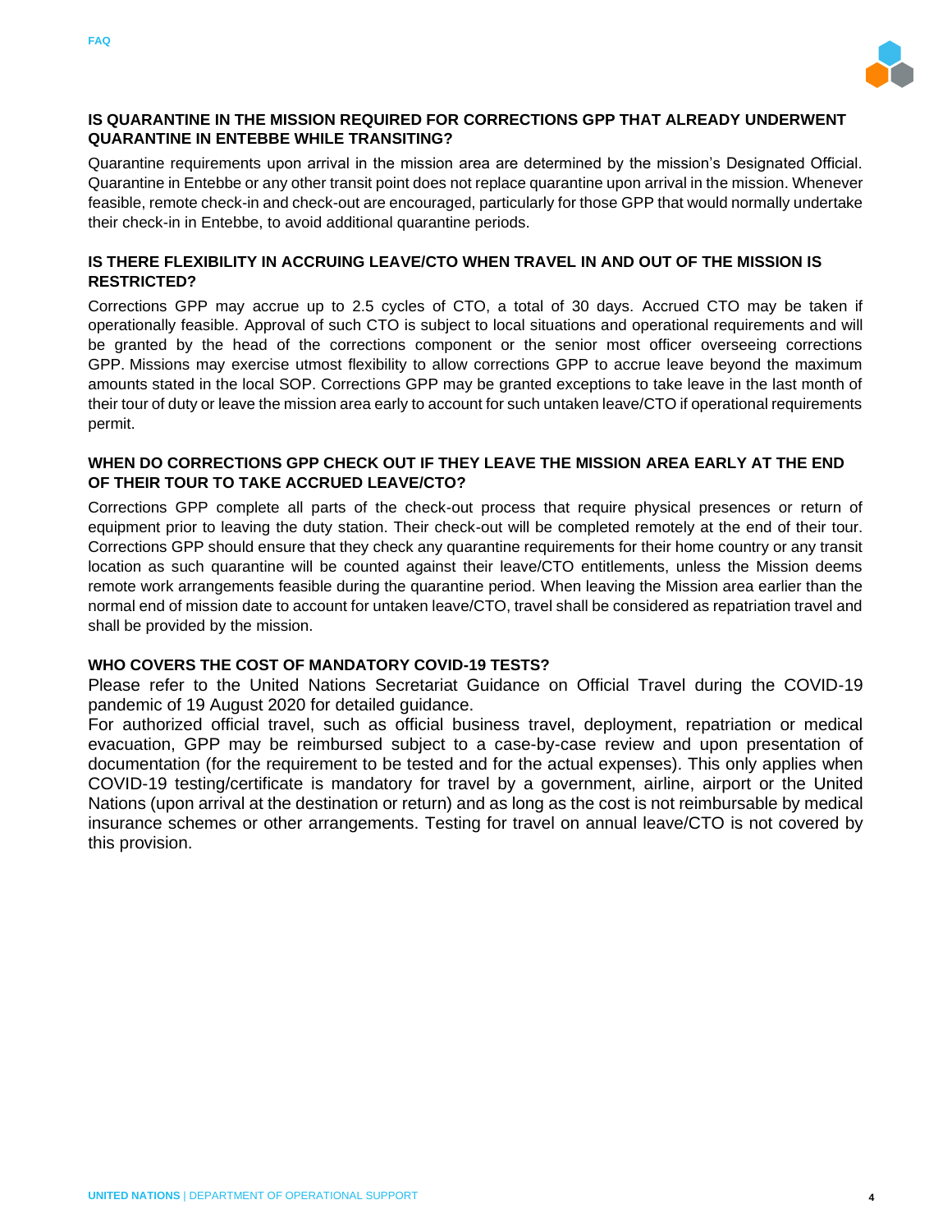### IS QUARANTINE IN THE MISSION REQUIRED FOR CORRECTIONS GPP THAT ALREADY UNDERWENT QUARANTINE IN ENTEBBE WHILE TRANSITING?

Quarantine requirements upon arrival in the mission area are determined by the mission's Designated Official. Quarantine in Entebbe or any other transit point does not replace quarantine upon arrival in the mission. Whenever feasible, remote check-in and check-out are encouraged, particularly for those GPP that would normally undertake their check-in in Entebbe, to avoid additional quarantine periods.

### IS THERE FLEXIBILITY IN ACCRUING LEAVE/CTO WHEN TRAVEL IN AND OUT OF THE MISSION IS RESTRICTED?

Corrections GPP may accrue up to 2.5 cycles of CTO, a total of 30 days. Accrued CTO may be taken if operationally feasible. Approval of such CTO is subject to local situations and operational requirements and will be granted by the head of the corrections component or the senior most officer overseeing corrections GPP. Missions may exercise utmost flexibility to allow corrections GPP to accrue leave beyond the maximum amounts stated in the local SOP. Corrections GPP may be granted exceptions to take leave in the last month of their tour of duty or leave the mission area early to account for such untaken leave/CTO if operational requirements permit.

### WHEN DO CORRECTIONS GPP CHECK OUT IF THEY LEAVE THE MISSION AREA EARLY AT THE END OF THEIR TOUR TO TAKE ACCRUED LEAVE/CTO?

Corrections GPP complete all parts of the check-out process that require physical presences or return of equipment prior to leaving the duty station. Their check-out will be completed remotely at the end of their tour. Corrections GPP should ensure that they check any quarantine requirements for their home country or any transit location as such quarantine will be counted against their leave/CTO entitlements, unless the Mission deems remote work arrangements feasible during the quarantine period. When leaving the Mission area earlier than the normal end of mission date to account for untaken leave/CTO, travel shall be considered as repatriation travel and shall be provided by the mission.

### WHO COVERS THE COST OF MANDATORY COVID-19 TESTS?

Please refer to the United Nations Secretariat Guidance on Official Travel during the COVID-19 pandemic of 19 August 2020 for detailed guidance.

For authorized official travel, such as official business travel, deployment, repatriation or medical evacuation, GPP may be reimbursed subject to a case-by-case review and upon presentation of documentation (for the requirement to be tested and for the actual expenses). This only applies when COVID-19 testing/certificate is mandatory for travel by a government, airline, airport or the United Nations (upon arrival at the destination or return) and as long as the cost is not reimbursable by medical insurance schemes or other arrangements. Testing for travel on annual leave/CTO is not covered by this provision.